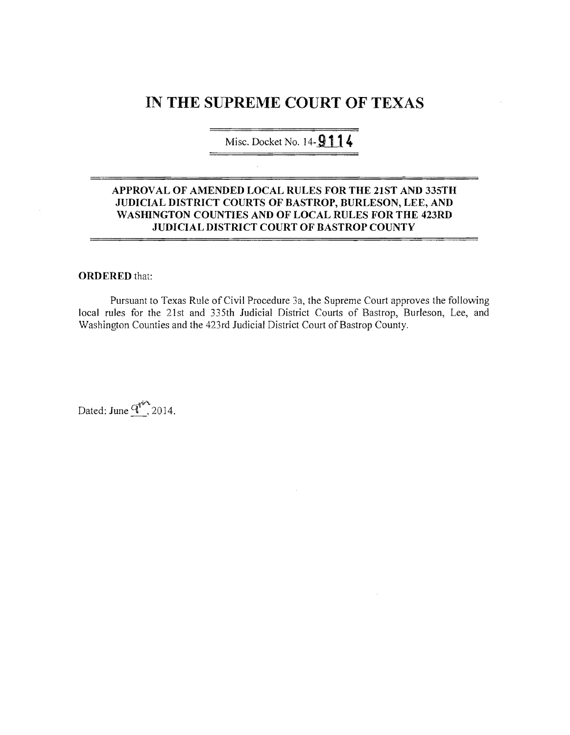# IN THE SUPREME COURT OF TEXAS

Misc. Docket No. 14-**9114**

## APPROVAL OF AMENDED LOCAL RULES FOR THE 21ST AND 335TH JUDICIAL DISTRICT COURTS OF BASTROP, BURLESON, LEE, AND WASHINGTON COUNTIES AND OF LOCAL RULES FOR THE 423RD JUDICIAL DISTRICT COURT OF BASTROP COUNTY

**ORDERED** that:

Pursuant to Texas Rule of Civil Procedure 3a, the Supreme Court approves the following local rules for the 21st and 335th Judicial District Courts of Bastrop, Burleson, Lee, and Washington Counties and the 423rd Judicial District Court of Bastrop County.

Dated: June 9th, 2014.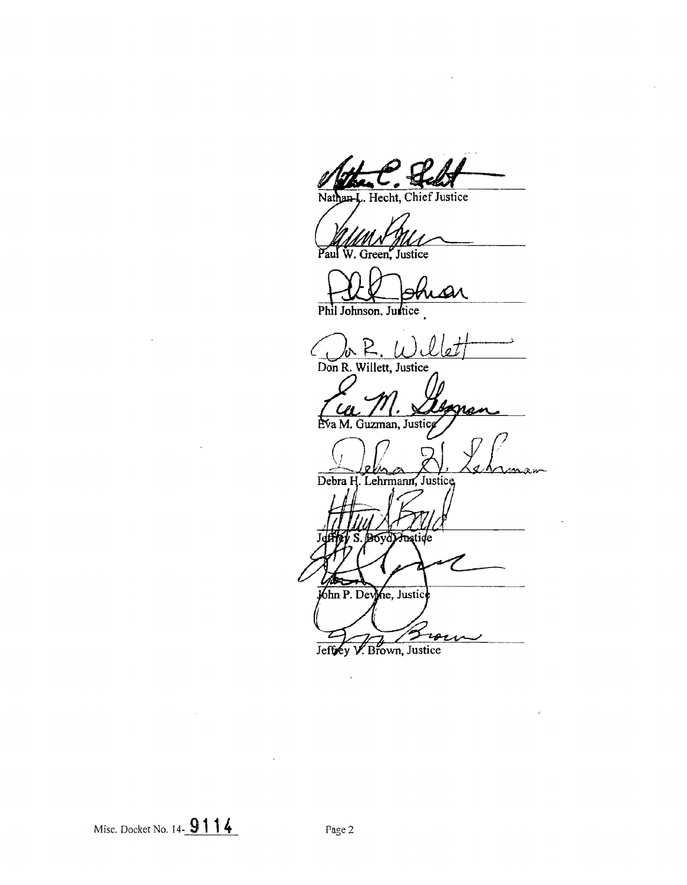Nathan L. Hecht, Chief Justice

Paul W. Green, Justice

Phil Johnson, Justice

Don R. Willett, Justice

Eva M. Guzman, Justice

Debra H. Lehrmann, Justice

Jeffrey S. Boyd, Justice

John P. Devine, Justice

Jeffrey V. Brown, Justice

Misc. Docket No. 14-9114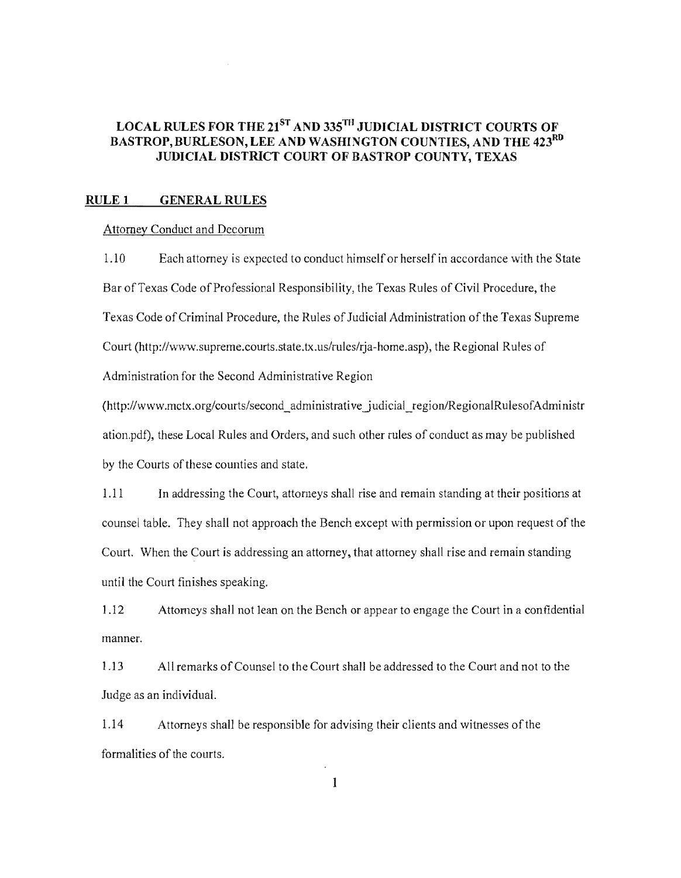# LOCAL RULES FOR THE 21ST AND 335TH JUDICIAL DISTRICT COURTS OF BASTROP, BURLESON, LEE AND WASHINGTON COUNTIES, AND THE 423RD JUDICIAL DISTRICT COURT OF BASTROP COUNTY, TEXAS

## RULE 1 GENERAL RULES

Attorney Conduct and Decorum

1.10 Each attorney is expected to conduct himself or herself in accordance with the State Bar of Texas Code of Professional Responsibility, the Texas Rules of Civil Procedure, the Texas Code of Criminal Procedure, the Rules of Judicial Administration of the Texas Supreme Court (http://www.supreme.courts.state.tx.us/rules/rja-home.asp), the Regional Rules of Administration for the Second Administrative Region (http://www.mctx.org/courts/second_administrative_judicial_region/RegionalRulesofAdministration.pdf), these Local Rules and Orders, and such other rules of conduct as may be published by the Courts of these counties and state.

1.11 In addressing the Court, attorneys shall rise and remain standing at their positions at counsel table. They shall not approach the Bench except with permission or upon request of the Court. When the Court is addressing an attorney, that attorney shall rise and remain standing until the Court finishes speaking.

1.12 Attorneys shall not lean on the Bench or appear to engage the Court in a confidential manner.

1.13 All remarks of Counsel to the Court shall be addressed to the Court and not to the Judge as an individual.

1.14 Attorneys shall be responsible for advising their clients and witnesses of the formalities of the courts.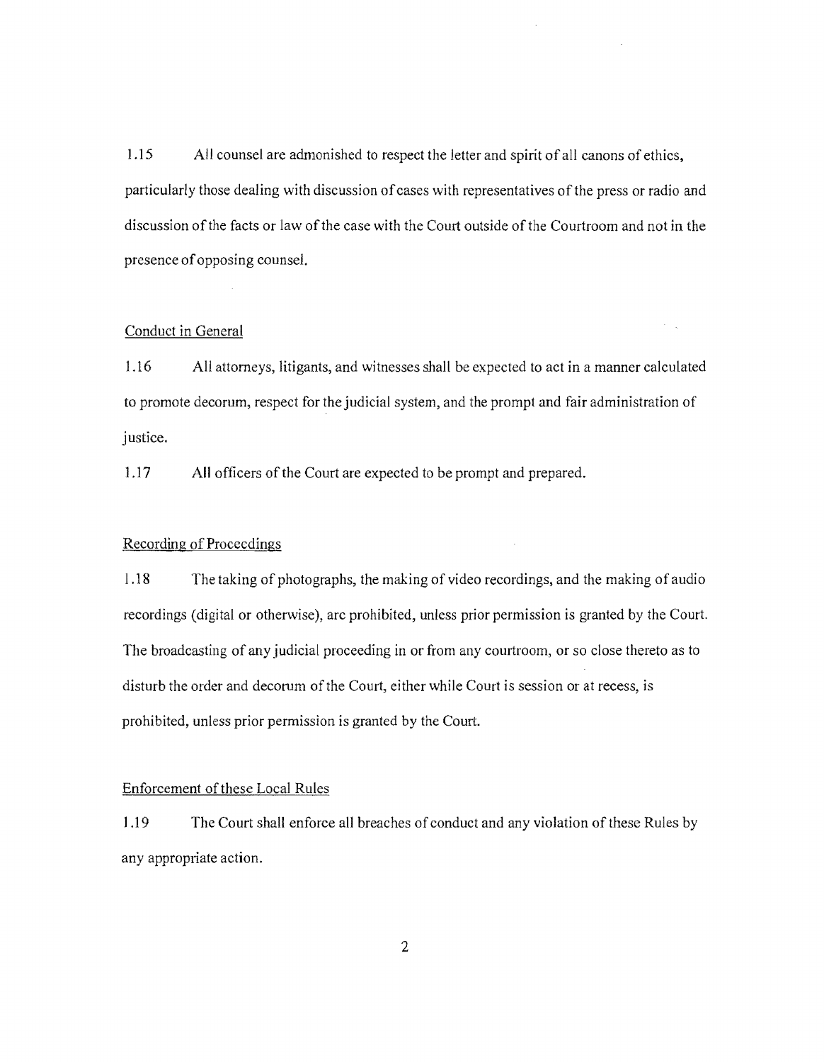1.15 All counsel are admonished to respect the letter and spirit of all canons of ethics, particularly those dealing with discussion of cases with representatives of the press or radio and discussion of the facts or law of the case with the Court outside of the Courtroom and not in the presence of opposing counsel.

## Conduct in General

1.16 All attorneys, litigants, and witnesses shall be expected to act in a manner calculated to promote decorum, respect for the judicial system, and the prompt and fair administration of justice.

1.17 All officers of the Court are expected to be prompt and prepared.

## Recording of Proceedings

1.18 The taking of photographs, the making of video recordings, and the making of audio recordings (digital or otherwise), are prohibited, unless prior permission is granted by the Court. The broadcasting of any judicial proceeding in or from any courtroom, or so close thereto as to disturb the order and decorum of the Court, either while Court is session or at recess, is prohibited, unless prior permission is granted by the Court.

## Enforcement of these Local Rules

1.19 The Court shall enforce all breaches of conduct and any violation of these Rules by any appropriate action.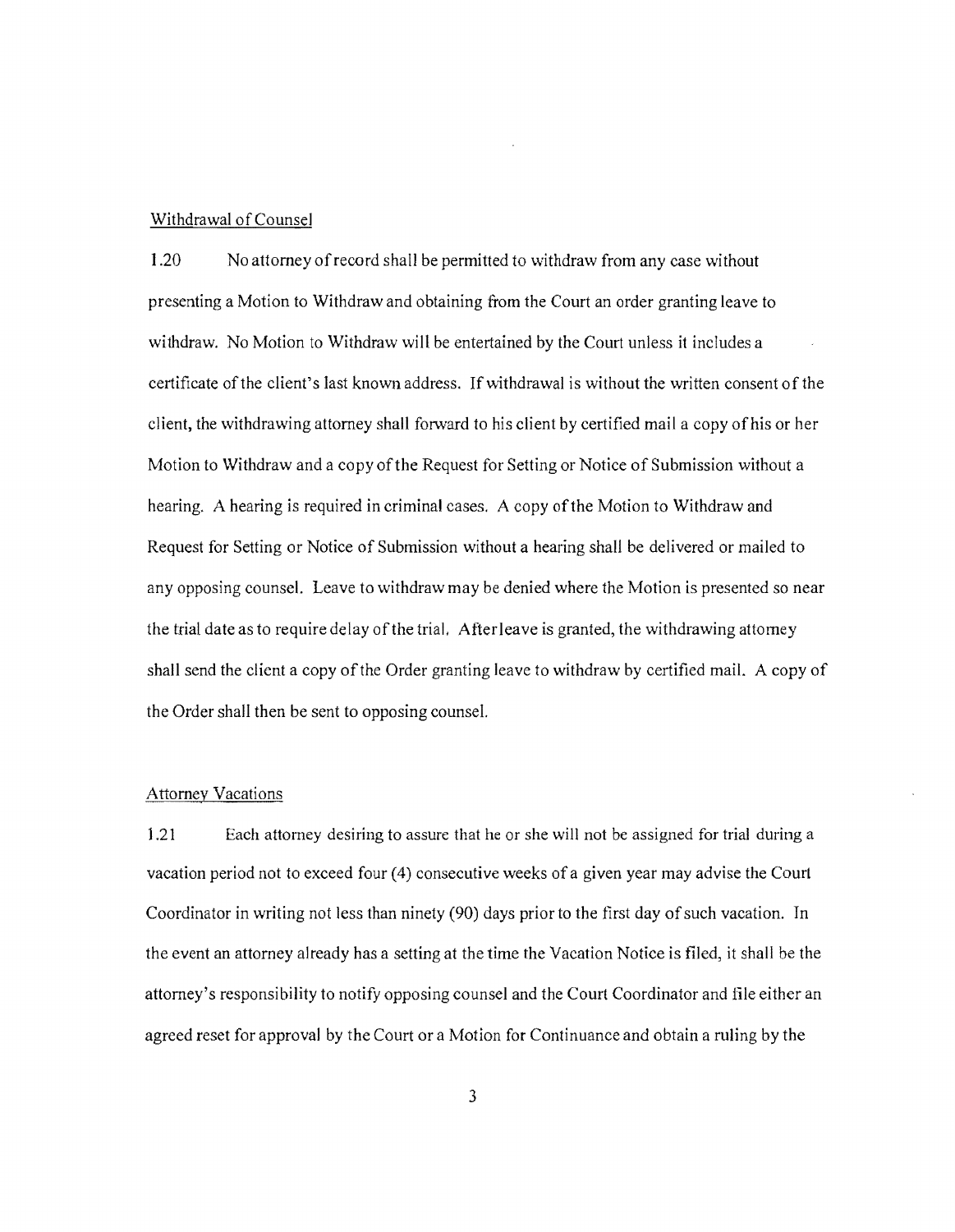Withdrawal of Counsel

1.20 No attorney of record shall be permitted to withdraw from any case without presenting a Motion to Withdraw and obtaining from the Court an order granting leave to withdraw. No Motion to Withdraw will be entertained by the Court unless it includes a certificate of the client's last known address. If withdrawal is without the written consent of the client, the withdrawing attorney shall forward to his client by certified mail a copy of his or her Motion to Withdraw and a copy of the Request for Setting or Notice of Submission without a hearing. A hearing is required in criminal cases. A copy of the Motion to Withdraw and Request for Setting or Notice of Submission without a hearing shall be delivered or mailed to any opposing counsel. Leave to withdraw may be denied where the Motion is presented so near the trial date as to require delay of the trial. After leave is granted, the withdrawing attorney shall send the client a copy of the Order granting leave to withdraw by certified mail. A copy of the Order shall then be sent to opposing counsel.

Attorney Vacations

1.21 Each attorney desiring to assure that he or she will not be assigned for trial during a vacation period not to exceed four (4) consecutive weeks of a given year may advise the Court Coordinator in writing not less than ninety (90) days prior to the first day of such vacation. In the event an attorney already has a setting at the time the Vacation Notice is filed, it shall be the attorney's responsibility to notify opposing counsel and the Court Coordinator and file either an agreed reset for approval by the Court or a Motion for Continuance and obtain a ruling by the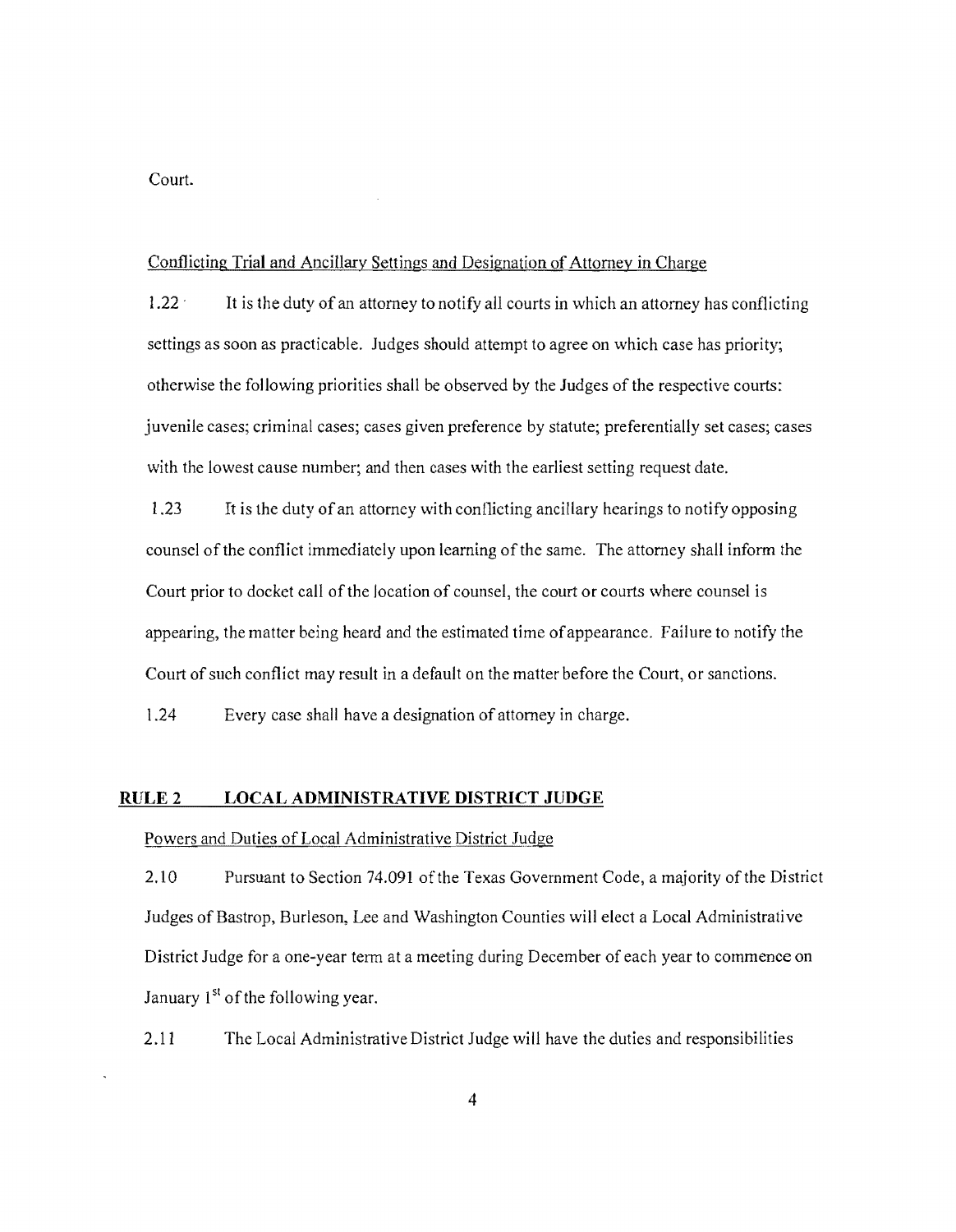Court.

Conflicting Trial and Ancillary Settings and Designation of Attorney in Charge

1.22 It is the duty of an attorney to notify all courts in which an attorney has conflicting settings as soon as practicable. Judges should attempt to agree on which case has priority; otherwise the following priorities shall be observed by the Judges of the respective courts: juvenile cases; criminal cases; cases given preference by statute; preferentially set cases; cases with the lowest cause number; and then cases with the earliest setting request date.

1.23 It is the duty of an attorney with conflicting ancillary hearings to notify opposing counsel of the conflict immediately upon learning of the same. The attorney shall inform the Court prior to docket call of the location of counsel, the court or courts where counsel is appearing, the matter being heard and the estimated time of appearance. Failure to notify the Court of such conflict may result in a default on the matter before the Court, or sanctions.

1.24 Every case shall have a designation of attorney in charge.

## RULE 2 LOCAL ADMINISTRATIVE DISTRICT JUDGE

Powers and Duties of Local Administrative District Judge

2.10 Pursuant to Section 74.091 of the Texas Government Code, a majority of the District Judges of Bastrop, Burleson, Lee and Washington Counties will elect a Local Administrative District Judge for a one-year term at a meeting during December of each year to commence on January 1st of the following year.

2.11 The Local Administrative District Judge will have the duties and responsibilities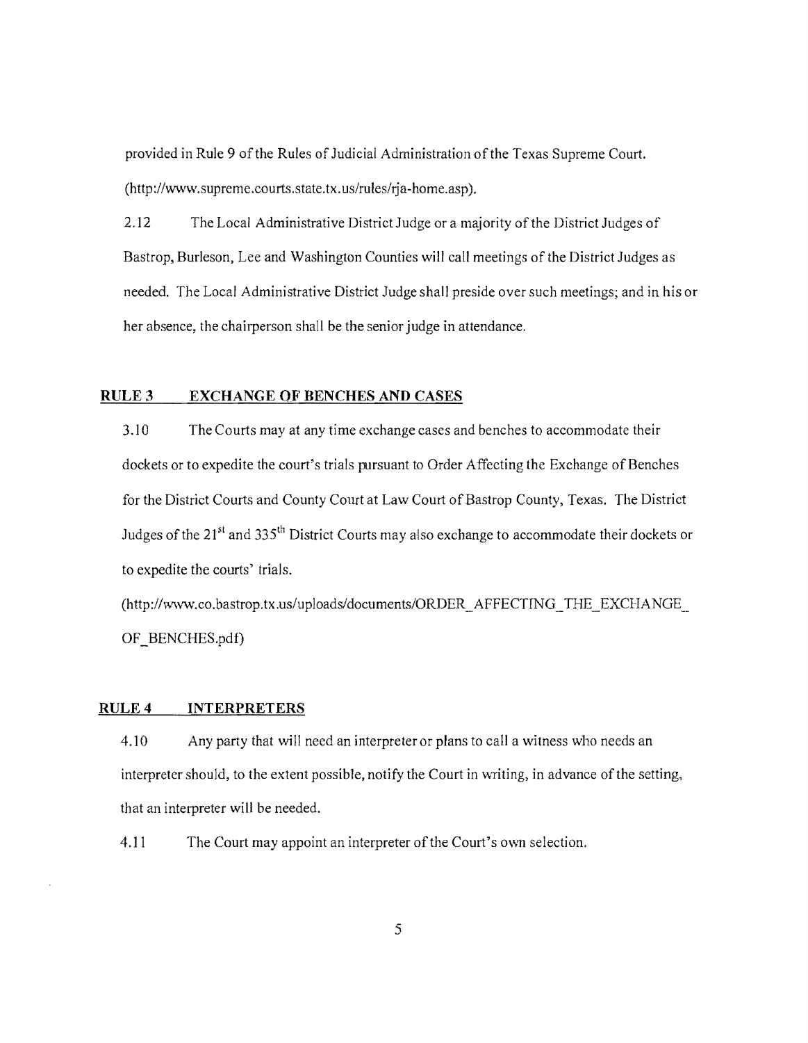provided in Rule 9 of the Rules of Judicial Administration of the Texas Supreme Court. (http://www.supreme.courts.state.tx.us/rules/rja-home.asp).

2.12 The Local Administrative District Judge or a majority of the District Judges of Bastrop, Burleson, Lee and Washington Counties will call meetings of the District Judges as needed. The Local Administrative District Judge shall preside over such meetings; and in his or her absence, the chairperson shall be the senior judge in attendance.

## RULE 3 EXCHANGE OF BENCHES AND CASES

3.10 The Courts may at any time exchange cases and benches to accommodate their dockets or to expedite the court's trials pursuant to Order Affecting the Exchange of Benches for the District Courts and County Court at Law Court of Bastrop County, Texas. The District Judges of the 21st and 335th District Courts may also exchange to accommodate their dockets or to expedite the courts' trials.

(http://www.co.bastrop.tx.us/uploads/documents/ORDER_AFFECTING_THE_EXCHANGE_OF_BENCHES.pdf)

## RULE 4 INTERPRETERS

4.10 Any party that will need an interpreter or plans to call a witness who needs an interpreter should, to the extent possible, notify the Court in writing, in advance of the setting, that an interpreter will be needed.

4.11 The Court may appoint an interpreter of the Court's own selection.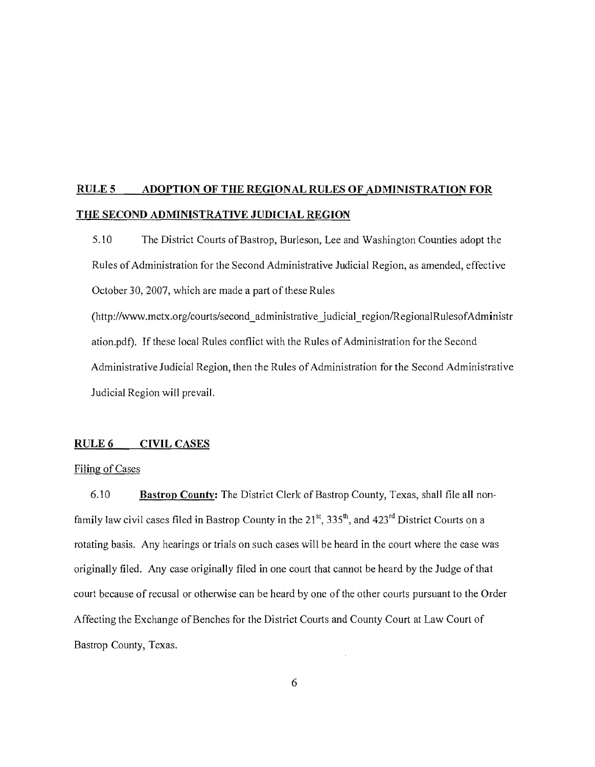## RULE 5 ADOPTION OF THE REGIONAL RULES OF ADMINISTRATION FOR THE SECOND ADMINISTRATIVE JUDICIAL REGION

5.10 The District Courts of Bastrop, Burleson, Lee and Washington Counties adopt the Rules of Administration for the Second Administrative Judicial Region, as amended, effective October 30, 2007, which are made a part of these Rules (http://www.mctx.org/courts/second_administrative_judicial_region/RegionalRulesofAdministration.pdf). If these local Rules conflict with the Rules of Administration for the Second Administrative Judicial Region, then the Rules of Administration for the Second Administrative Judicial Region will prevail.

## RULE 6 CIVIL CASES

Filing of Cases

6.10 **Bastrop County:** The District Clerk of Bastrop County, Texas, shall file all non-family law civil cases filed in Bastrop County in the 21st, 335th, and 423rd District Courts on a rotating basis. Any hearings or trials on such cases will be heard in the court where the case was originally filed. Any case originally filed in one court that cannot be heard by the Judge of that court because of recusal or otherwise can be heard by one of the other courts pursuant to the Order Affecting the Exchange of Benches for the District Courts and County Court at Law Court of Bastrop County, Texas.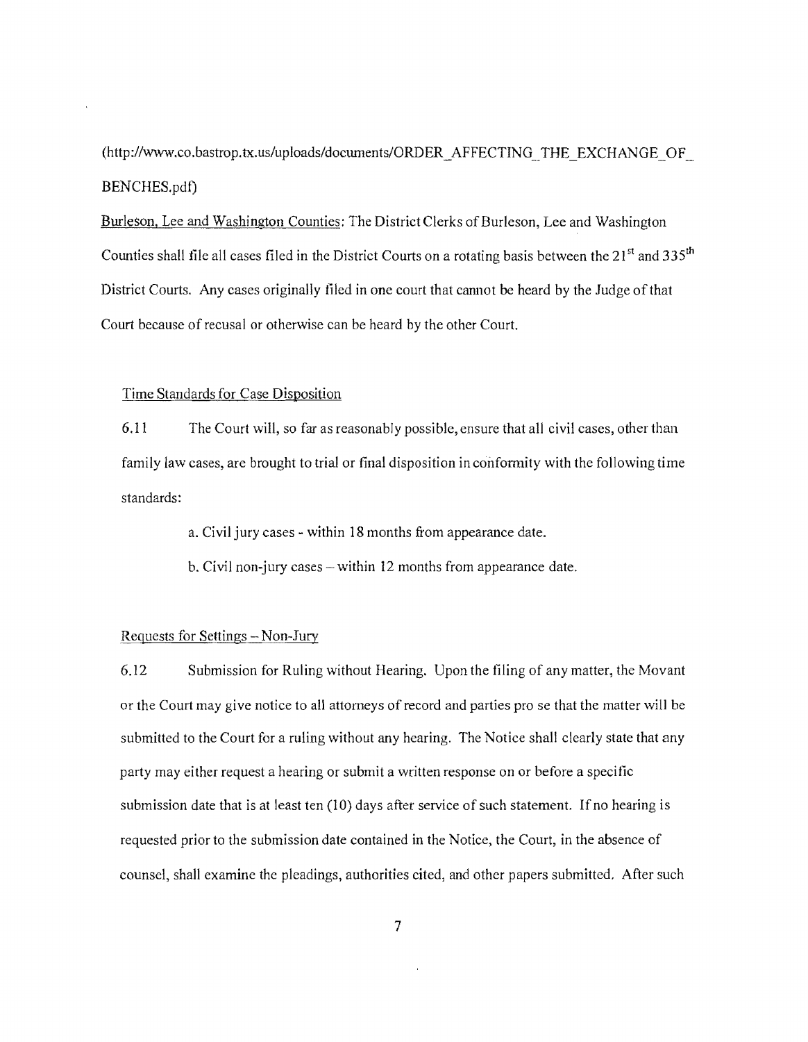(http://www.co.bastrop.tx.us/uploads/documents/ORDER_AFFECTING_THE_EXCHANGE_OF_BENCHES.pdf)

<u>Burleson, Lee and Washington Counties</u>: The District Clerks of Burleson, Lee and Washington Counties shall file all cases filed in the District Courts on a rotating basis between the 21st and 335th District Courts. Any cases originally filed in one court that cannot be heard by the Judge of that Court because of recusal or otherwise can be heard by the other Court.

<u>Time Standards for Case Disposition</u>

6.11 The Court will, so far as reasonably possible, ensure that all civil cases, other than family law cases, are brought to trial or final disposition in conformity with the following time standards:

a. Civil jury cases - within 18 months from appearance date.

b. Civil non-jury cases – within 12 months from appearance date.

<u>Requests for Settings – Non-Jury</u>

6.12 Submission for Ruling without Hearing. Upon the filing of any matter, the Movant or the Court may give notice to all attorneys of record and parties pro se that the matter will be submitted to the Court for a ruling without any hearing. The Notice shall clearly state that any party may either request a hearing or submit a written response on or before a specific submission date that is at least ten (10) days after service of such statement. If no hearing is requested prior to the submission date contained in the Notice, the Court, in the absence of counsel, shall examine the pleadings, authorities cited, and other papers submitted. After such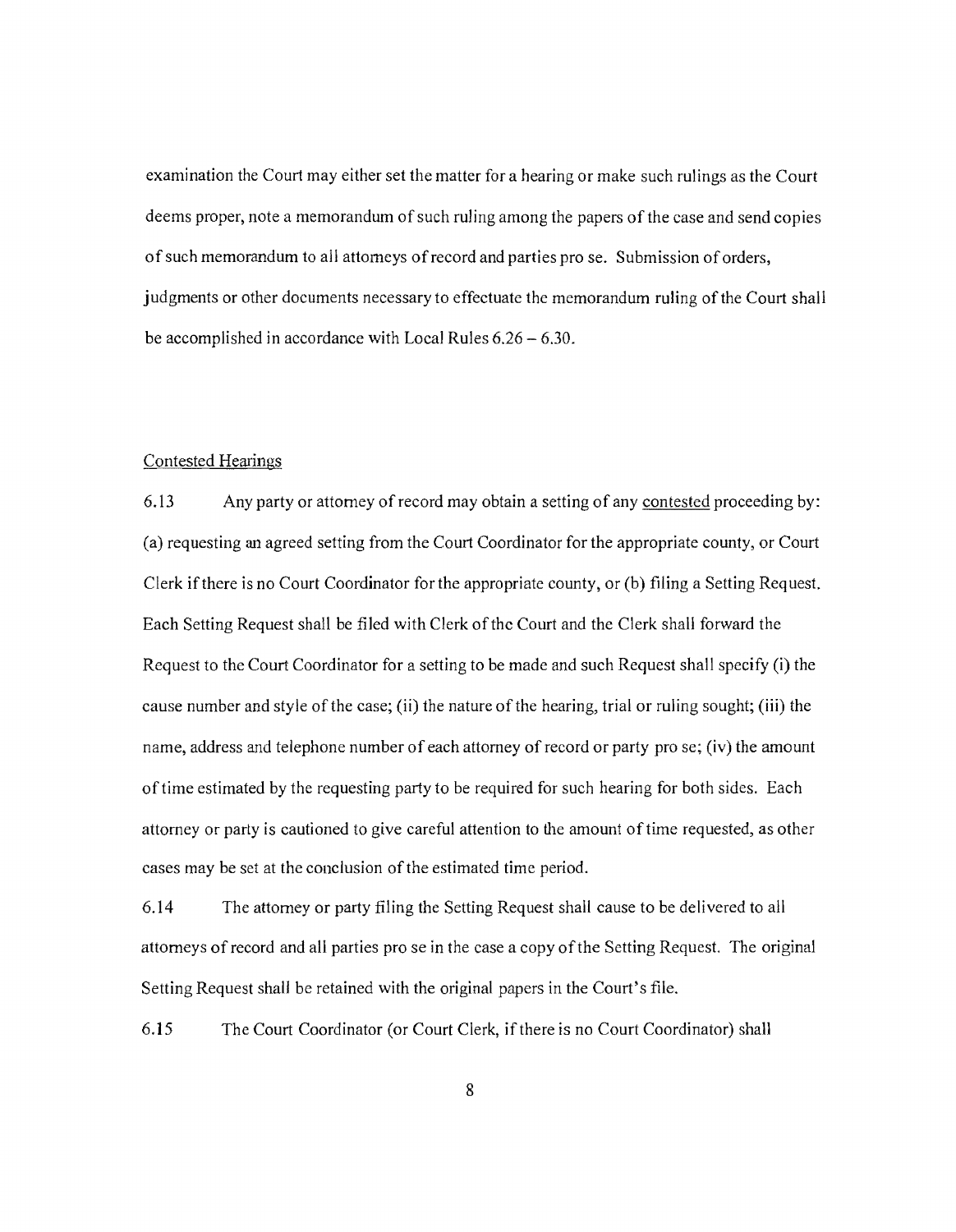examination the Court may either set the matter for a hearing or make such rulings as the Court deems proper, note a memorandum of such ruling among the papers of the case and send copies of such memorandum to all attorneys of record and parties pro se. Submission of orders, judgments or other documents necessary to effectuate the memorandum ruling of the Court shall be accomplished in accordance with Local Rules 6.26 – 6.30.

## Contested Hearings

6.13 Any party or attorney of record may obtain a setting of any contested proceeding by: (a) requesting an agreed setting from the Court Coordinator for the appropriate county, or Court Clerk if there is no Court Coordinator for the appropriate county, or (b) filing a Setting Request. Each Setting Request shall be filed with Clerk of the Court and the Clerk shall forward the Request to the Court Coordinator for a setting to be made and such Request shall specify (i) the cause number and style of the case; (ii) the nature of the hearing, trial or ruling sought; (iii) the name, address and telephone number of each attorney of record or party pro se; (iv) the amount of time estimated by the requesting party to be required for such hearing for both sides. Each attorney or party is cautioned to give careful attention to the amount of time requested, as other cases may be set at the conclusion of the estimated time period.

6.14 The attorney or party filing the Setting Request shall cause to be delivered to all attorneys of record and all parties pro se in the case a copy of the Setting Request. The original Setting Request shall be retained with the original papers in the Court's file.

6.15 The Court Coordinator (or Court Clerk, if there is no Court Coordinator) shall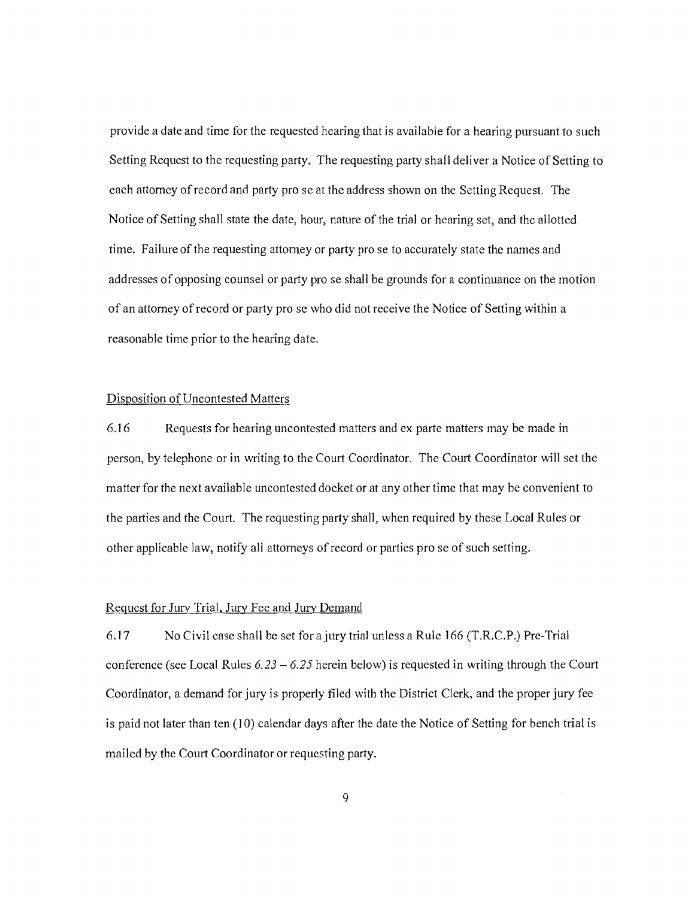provide a date and time for the requested hearing that is available for a hearing pursuant to such Setting Request to the requesting party. The requesting party shall deliver a Notice of Setting to each attorney of record and party pro se at the address shown on the Setting Request. The Notice of Setting shall state the date, hour, nature of the trial or hearing set, and the allotted time. Failure of the requesting attorney or party pro se to accurately state the names and addresses of opposing counsel or party pro se shall be grounds for a continuance on the motion of an attorney of record or party pro se who did not receive the Notice of Setting within a reasonable time prior to the hearing date.

Disposition of Uncontested Matters

6.16 Requests for hearing uncontested matters and ex parte matters may be made in person, by telephone or in writing to the Court Coordinator. The Court Coordinator will set the matter for the next available uncontested docket or at any other time that may be convenient to the parties and the Court. The requesting party shall, when required by these Local Rules or other applicable law, notify all attorneys of record or parties pro se of such setting.

Request for Jury Trial, Jury Fee and Jury Demand

6.17 No Civil case shall be set for a jury trial unless a Rule 166 (T.R.C.P.) Pre-Trial conference (see Local Rules *6.23 – 6.25* herein below) is requested in writing through the Court Coordinator, a demand for jury is properly filed with the District Clerk, and the proper jury fee is paid not later than ten (10) calendar days after the date the Notice of Setting for bench trial is mailed by the Court Coordinator or requesting party.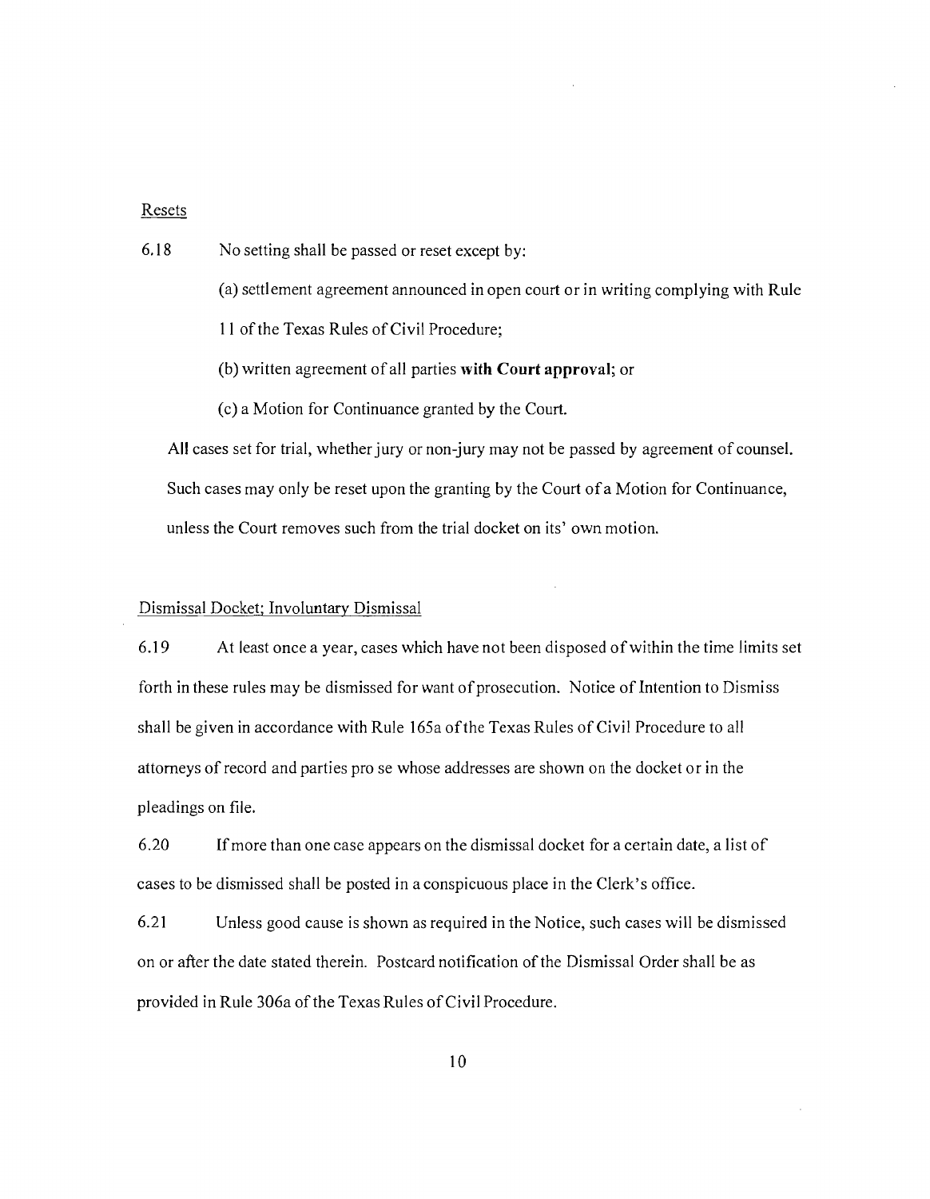Resets

6.18 No setting shall be passed or reset except by:

(a) settlement agreement announced in open court or in writing complying with Rule 11 of the Texas Rules of Civil Procedure;

(b) written agreement of all parties **with Court approval**; or

(c) a Motion for Continuance granted by the Court.

All cases set for trial, whether jury or non-jury may not be passed by agreement of counsel. Such cases may only be reset upon the granting by the Court of a Motion for Continuance, unless the Court removes such from the trial docket on its' own motion.

Dismissal Docket; Involuntary Dismissal

6.19 At least once a year, cases which have not been disposed of within the time limits set forth in these rules may be dismissed for want of prosecution. Notice of Intention to Dismiss shall be given in accordance with Rule 165a of the Texas Rules of Civil Procedure to all attorneys of record and parties pro se whose addresses are shown on the docket or in the pleadings on file.

6.20 If more than one case appears on the dismissal docket for a certain date, a list of cases to be dismissed shall be posted in a conspicuous place in the Clerk's office.

6.21 Unless good cause is shown as required in the Notice, such cases will be dismissed on or after the date stated therein. Postcard notification of the Dismissal Order shall be as provided in Rule 306a of the Texas Rules of Civil Procedure.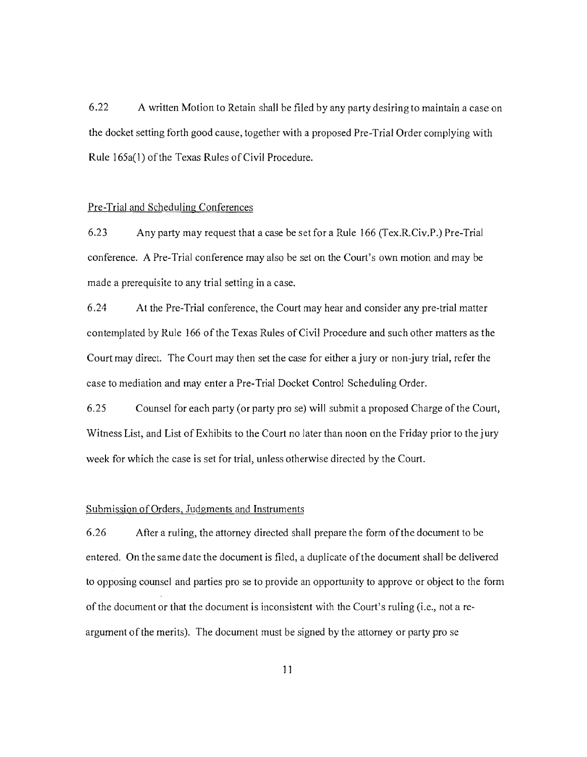6.22 A written Motion to Retain shall be filed by any party desiring to maintain a case on the docket setting forth good cause, together with a proposed Pre-Trial Order complying with Rule 165a(1) of the Texas Rules of Civil Procedure.

Pre-Trial and Scheduling Conferences

6.23 Any party may request that a case be set for a Rule 166 (Tex.R.Civ.P.) Pre-Trial conference. A Pre-Trial conference may also be set on the Court's own motion and may be made a prerequisite to any trial setting in a case.

6.24 At the Pre-Trial conference, the Court may hear and consider any pre-trial matter contemplated by Rule 166 of the Texas Rules of Civil Procedure and such other matters as the Court may direct. The Court may then set the case for either a jury or non-jury trial, refer the case to mediation and may enter a Pre-Trial Docket Control Scheduling Order.

6.25 Counsel for each party (or party pro se) will submit a proposed Charge of the Court, Witness List, and List of Exhibits to the Court no later than noon on the Friday prior to the jury week for which the case is set for trial, unless otherwise directed by the Court.

Submission of Orders, Judgments and Instruments

6.26 After a ruling, the attorney directed shall prepare the form of the document to be entered. On the same date the document is filed, a duplicate of the document shall be delivered to opposing counsel and parties pro se to provide an opportunity to approve or object to the form of the document or that the document is inconsistent with the Court's ruling (i.e., not a re-argument of the merits). The document must be signed by the attorney or party pro se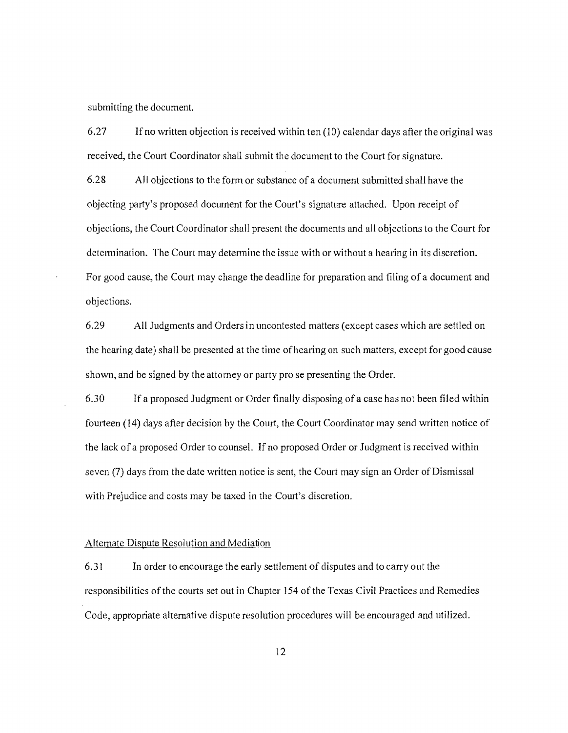submitting the document.

6.27 If no written objection is received within ten (10) calendar days after the original was received, the Court Coordinator shall submit the document to the Court for signature.

6.28 All objections to the form or substance of a document submitted shall have the objecting party's proposed document for the Court's signature attached. Upon receipt of objections, the Court Coordinator shall present the documents and all objections to the Court for determination. The Court may determine the issue with or without a hearing in its discretion. For good cause, the Court may change the deadline for preparation and filing of a document and objections.

6.29 All Judgments and Orders in uncontested matters (except cases which are settled on the hearing date) shall be presented at the time of hearing on such matters, except for good cause shown, and be signed by the attorney or party pro se presenting the Order.

6.30 If a proposed Judgment or Order finally disposing of a case has not been filed within fourteen (14) days after decision by the Court, the Court Coordinator may send written notice of the lack of a proposed Order to counsel. If no proposed Order or Judgment is received within seven (7) days from the date written notice is sent, the Court may sign an Order of Dismissal with Prejudice and costs may be taxed in the Court's discretion.

Alternate Dispute Resolution and Mediation

6.31 In order to encourage the early settlement of disputes and to carry out the responsibilities of the courts set out in Chapter 154 of the Texas Civil Practices and Remedies Code, appropriate alternative dispute resolution procedures will be encouraged and utilized.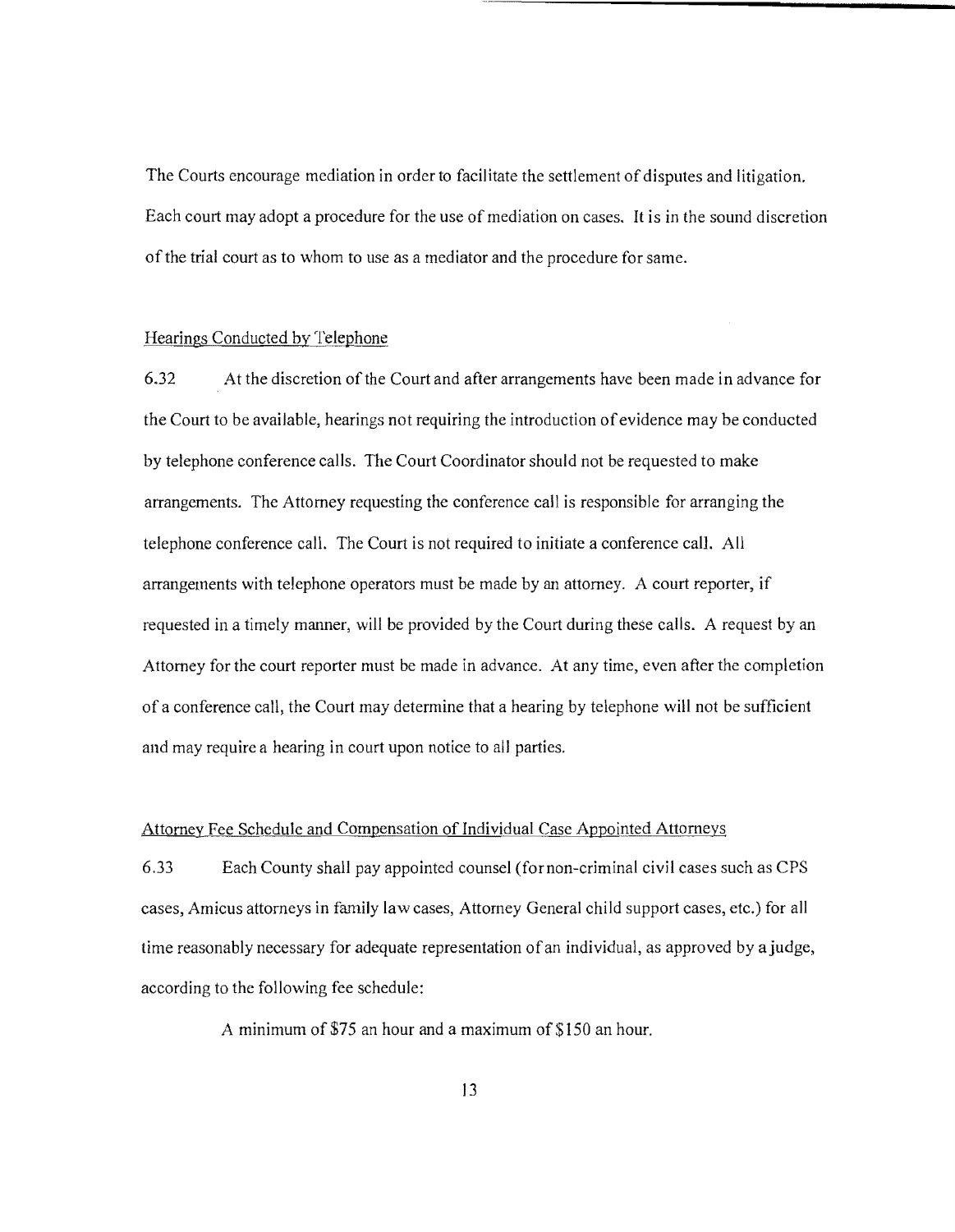The Courts encourage mediation in order to facilitate the settlement of disputes and litigation. Each court may adopt a procedure for the use of mediation on cases. It is in the sound discretion of the trial court as to whom to use as a mediator and the procedure for same.

Hearings Conducted by Telephone

6.32 At the discretion of the Court and after arrangements have been made in advance for the Court to be available, hearings not requiring the introduction of evidence may be conducted by telephone conference calls. The Court Coordinator should not be requested to make arrangements. The Attorney requesting the conference call is responsible for arranging the telephone conference call. The Court is not required to initiate a conference call. All arrangements with telephone operators must be made by an attorney. A court reporter, if requested in a timely manner, will be provided by the Court during these calls. A request by an Attorney for the court reporter must be made in advance. At any time, even after the completion of a conference call, the Court may determine that a hearing by telephone will not be sufficient and may require a hearing in court upon notice to all parties.

Attorney Fee Schedule and Compensation of Individual Case Appointed Attorneys

6.33 Each County shall pay appointed counsel (for non-criminal civil cases such as CPS cases, Amicus attorneys in family law cases, Attorney General child support cases, etc.) for all time reasonably necessary for adequate representation of an individual, as approved by a judge, according to the following fee schedule:

A minimum of $75 an hour and a maximum of $150 an hour.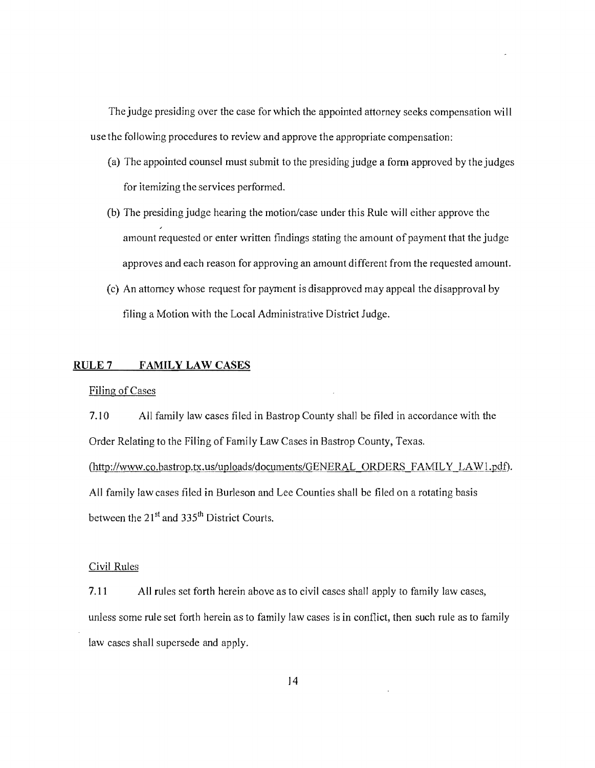The judge presiding over the case for which the appointed attorney seeks compensation will use the following procedures to review and approve the appropriate compensation:

(a) The appointed counsel must submit to the presiding judge a form approved by the judges for itemizing the services performed.

(b) The presiding judge hearing the motion/case under this Rule will either approve the amount requested or enter written findings stating the amount of payment that the judge approves and each reason for approving an amount different from the requested amount.

(c) An attorney whose request for payment is disapproved may appeal the disapproval by filing a Motion with the Local Administrative District Judge.

## RULE 7 FAMILY LAW CASES

Filing of Cases

7.10 All family law cases filed in Bastrop County shall be filed in accordance with the Order Relating to the Filing of Family Law Cases in Bastrop County, Texas. (http://www.co.bastrop.tx.us/uploads/documents/GENERAL_ORDERS_FAMILY_LAW1.pdf). All family law cases filed in Burleson and Lee Counties shall be filed on a rotating basis between the 21st and 335th District Courts.

Civil Rules

7.11 All rules set forth herein above as to civil cases shall apply to family law cases, unless some rule set forth herein as to family law cases is in conflict, then such rule as to family law cases shall supersede and apply.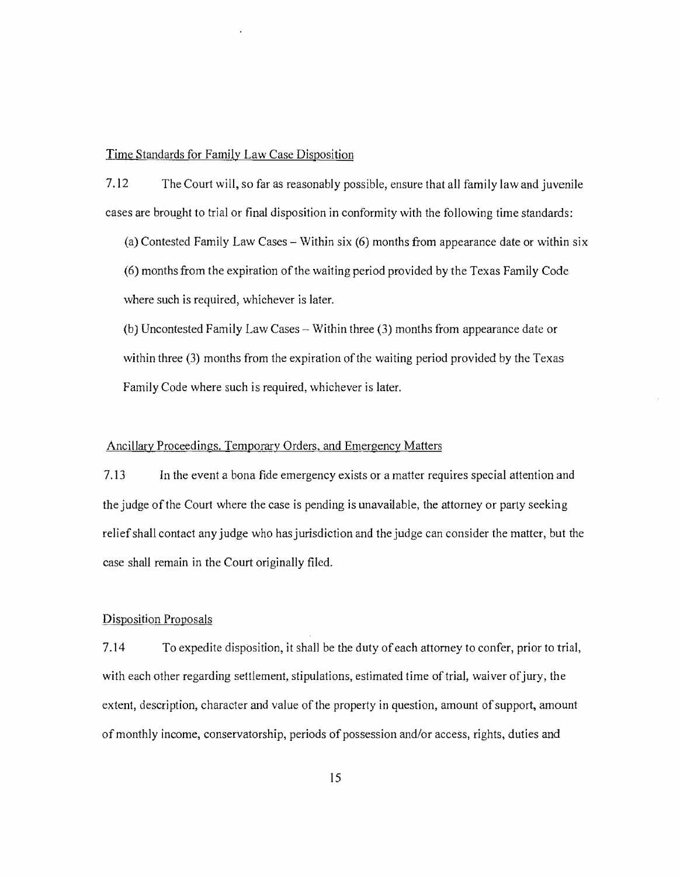Time Standards for Family Law Case Disposition

7.12 The Court will, so far as reasonably possible, ensure that all family law and juvenile cases are brought to trial or final disposition in conformity with the following time standards:

(a) Contested Family Law Cases – Within six (6) months from appearance date or within six (6) months from the expiration of the waiting period provided by the Texas Family Code where such is required, whichever is later.

(b) Uncontested Family Law Cases – Within three (3) months from appearance date or within three (3) months from the expiration of the waiting period provided by the Texas Family Code where such is required, whichever is later.

Ancillary Proceedings, Temporary Orders, and Emergency Matters

7.13 In the event a bona fide emergency exists or a matter requires special attention and the judge of the Court where the case is pending is unavailable, the attorney or party seeking relief shall contact any judge who has jurisdiction and the judge can consider the matter, but the case shall remain in the Court originally filed.

Disposition Proposals

7.14 To expedite disposition, it shall be the duty of each attorney to confer, prior to trial, with each other regarding settlement, stipulations, estimated time of trial, waiver of jury, the extent, description, character and value of the property in question, amount of support, amount of monthly income, conservatorship, periods of possession and/or access, rights, duties and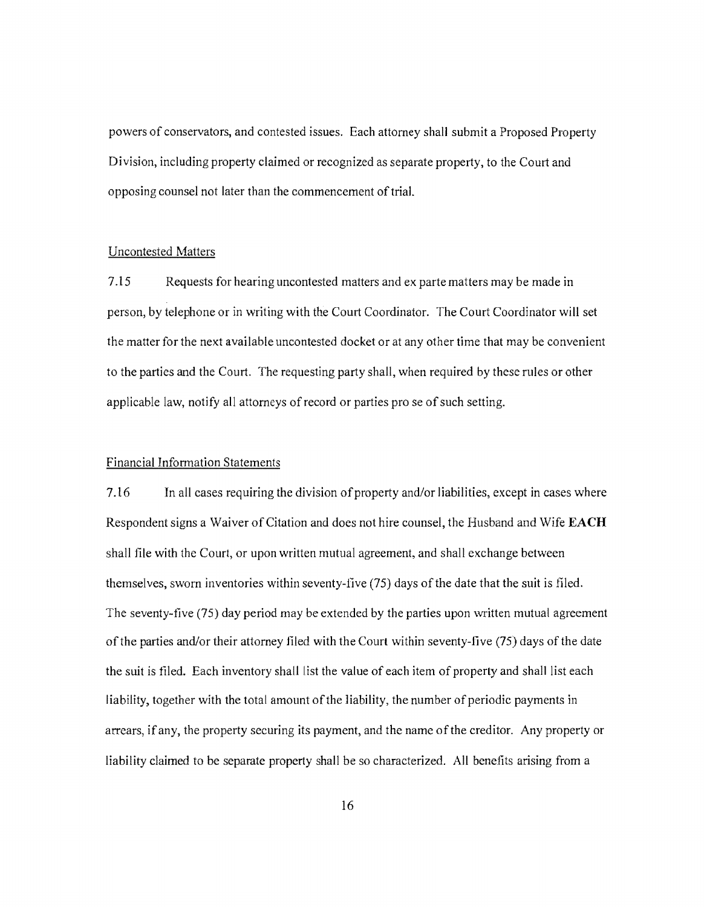powers of conservators, and contested issues. Each attorney shall submit a Proposed Property Division, including property claimed or recognized as separate property, to the Court and opposing counsel not later than the commencement of trial.

Uncontested Matters

7.15 Requests for hearing uncontested matters and ex parte matters may be made in person, by telephone or in writing with the Court Coordinator. The Court Coordinator will set the matter for the next available uncontested docket or at any other time that may be convenient to the parties and the Court. The requesting party shall, when required by these rules or other applicable law, notify all attorneys of record or parties pro se of such setting.

Financial Information Statements

7.16 In all cases requiring the division of property and/or liabilities, except in cases where Respondent signs a Waiver of Citation and does not hire counsel, the Husband and Wife **EACH** shall file with the Court, or upon written mutual agreement, and shall exchange between themselves, sworn inventories within seventy-five (75) days of the date that the suit is filed. The seventy-five (75) day period may be extended by the parties upon written mutual agreement of the parties and/or their attorney filed with the Court within seventy-five (75) days of the date the suit is filed. Each inventory shall list the value of each item of property and shall list each liability, together with the total amount of the liability, the number of periodic payments in arrears, if any, the property securing its payment, and the name of the creditor. Any property or liability claimed to be separate property shall be so characterized. All benefits arising from a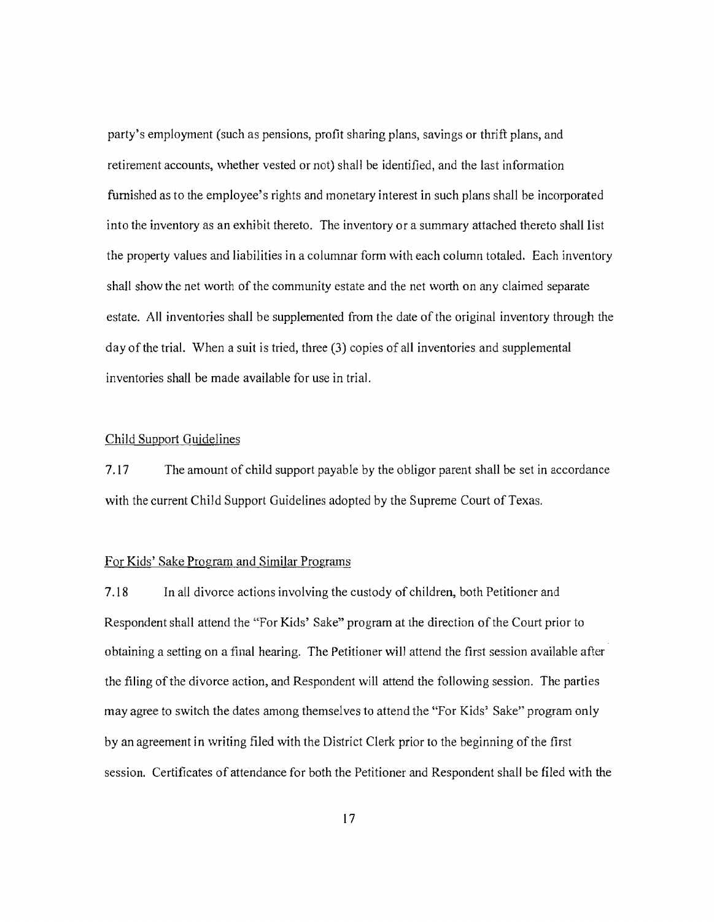party's employment (such as pensions, profit sharing plans, savings or thrift plans, and retirement accounts, whether vested or not) shall be identified, and the last information furnished as to the employee's rights and monetary interest in such plans shall be incorporated into the inventory as an exhibit thereto. The inventory or a summary attached thereto shall list the property values and liabilities in a columnar form with each column totaled. Each inventory shall show the net worth of the community estate and the net worth on any claimed separate estate. All inventories shall be supplemented from the date of the original inventory through the day of the trial. When a suit is tried, three (3) copies of all inventories and supplemental inventories shall be made available for use in trial.

Child Support Guidelines

7.17 The amount of child support payable by the obligor parent shall be set in accordance with the current Child Support Guidelines adopted by the Supreme Court of Texas.

For Kids' Sake Program and Similar Programs

7.18 In all divorce actions involving the custody of children, both Petitioner and Respondent shall attend the "For Kids' Sake" program at the direction of the Court prior to obtaining a setting on a final hearing. The Petitioner will attend the first session available after the filing of the divorce action, and Respondent will attend the following session. The parties may agree to switch the dates among themselves to attend the "For Kids' Sake" program only by an agreement in writing filed with the District Clerk prior to the beginning of the first session. Certificates of attendance for both the Petitioner and Respondent shall be filed with the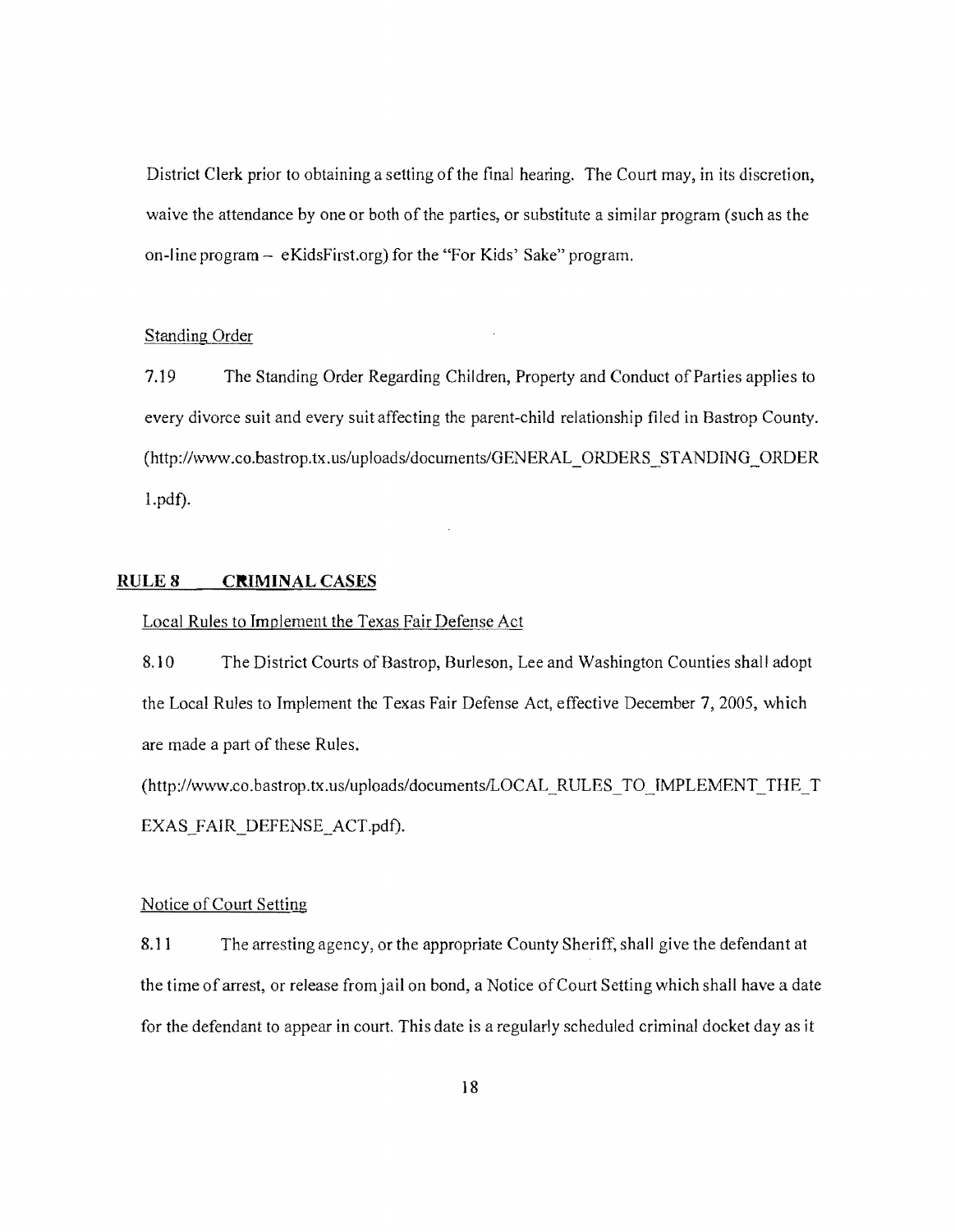District Clerk prior to obtaining a setting of the final hearing. The Court may, in its discretion, waive the attendance by one or both of the parties, or substitute a similar program (such as the on-line program – eKidsFirst.org) for the "For Kids' Sake" program.

Standing Order

7.19 The Standing Order Regarding Children, Property and Conduct of Parties applies to every divorce suit and every suit affecting the parent-child relationship filed in Bastrop County. (http://www.co.bastrop.tx.us/uploads/documents/GENERAL_ORDERS_STANDING_ORDER 1.pdf).

## RULE 8 CRIMINAL CASES

Local Rules to Implement the Texas Fair Defense Act

8.10 The District Courts of Bastrop, Burleson, Lee and Washington Counties shall adopt the Local Rules to Implement the Texas Fair Defense Act, effective December 7, 2005, which are made a part of these Rules.

(http://www.co.bastrop.tx.us/uploads/documents/LOCAL_RULES_TO_IMPLEMENT_THE_TEXAS_FAIR_DEFENSE_ACT.pdf).

Notice of Court Setting

8.11 The arresting agency, or the appropriate County Sheriff, shall give the defendant at the time of arrest, or release from jail on bond, a Notice of Court Setting which shall have a date for the defendant to appear in court. This date is a regularly scheduled criminal docket day as it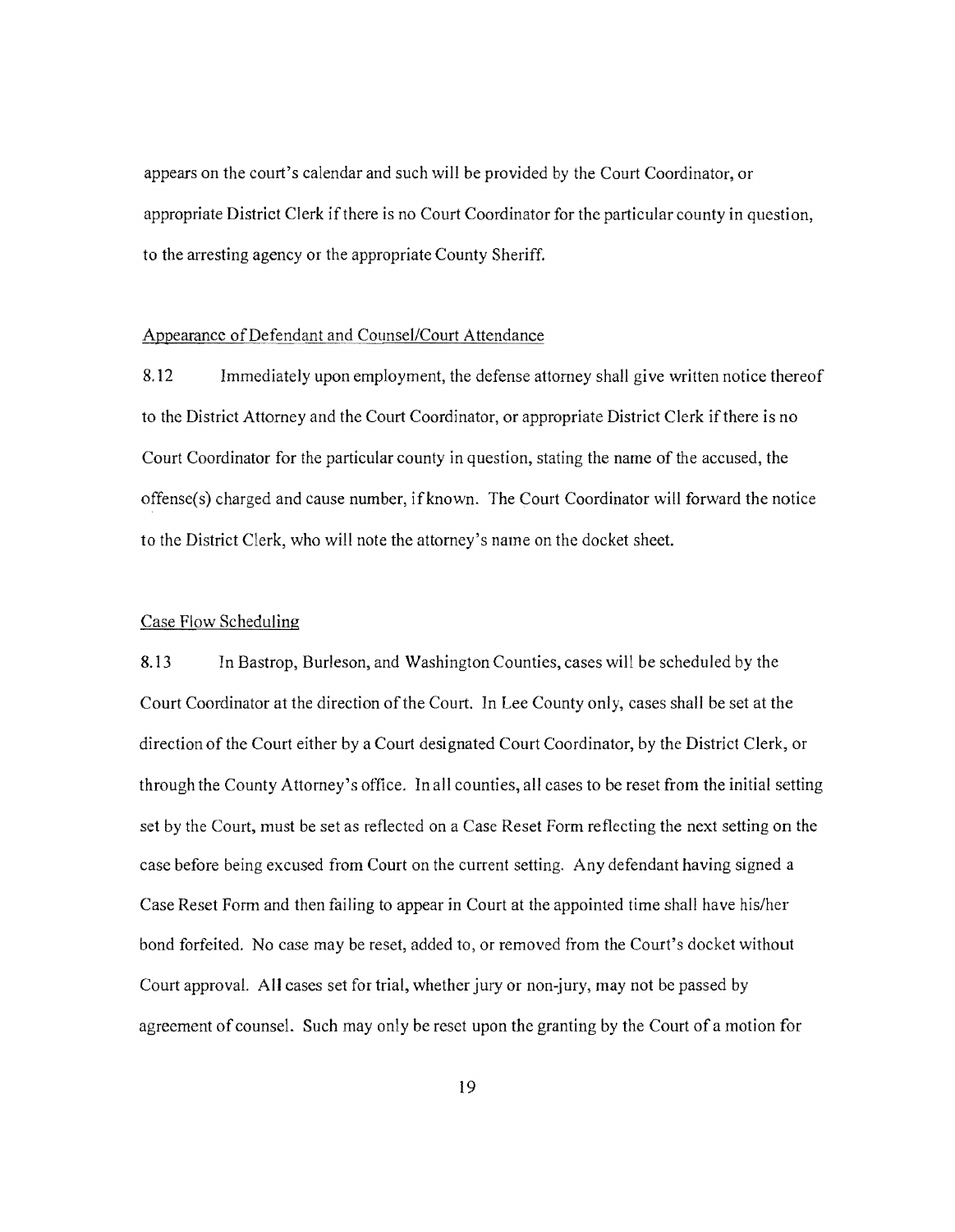appears on the court's calendar and such will be provided by the Court Coordinator, or appropriate District Clerk if there is no Court Coordinator for the particular county in question, to the arresting agency or the appropriate County Sheriff.

Appearance of Defendant and Counsel/Court Attendance

8.12 Immediately upon employment, the defense attorney shall give written notice thereof to the District Attorney and the Court Coordinator, or appropriate District Clerk if there is no Court Coordinator for the particular county in question, stating the name of the accused, the offense(s) charged and cause number, if known. The Court Coordinator will forward the notice to the District Clerk, who will note the attorney's name on the docket sheet.

Case Flow Scheduling

8.13 In Bastrop, Burleson, and Washington Counties, cases will be scheduled by the Court Coordinator at the direction of the Court. In Lee County only, cases shall be set at the direction of the Court either by a Court designated Court Coordinator, by the District Clerk, or through the County Attorney's office. In all counties, all cases to be reset from the initial setting set by the Court, must be set as reflected on a Case Reset Form reflecting the next setting on the case before being excused from Court on the current setting. Any defendant having signed a Case Reset Form and then failing to appear in Court at the appointed time shall have his/her bond forfeited. No case may be reset, added to, or removed from the Court's docket without Court approval. All cases set for trial, whether jury or non-jury, may not be passed by agreement of counsel. Such may only be reset upon the granting by the Court of a motion for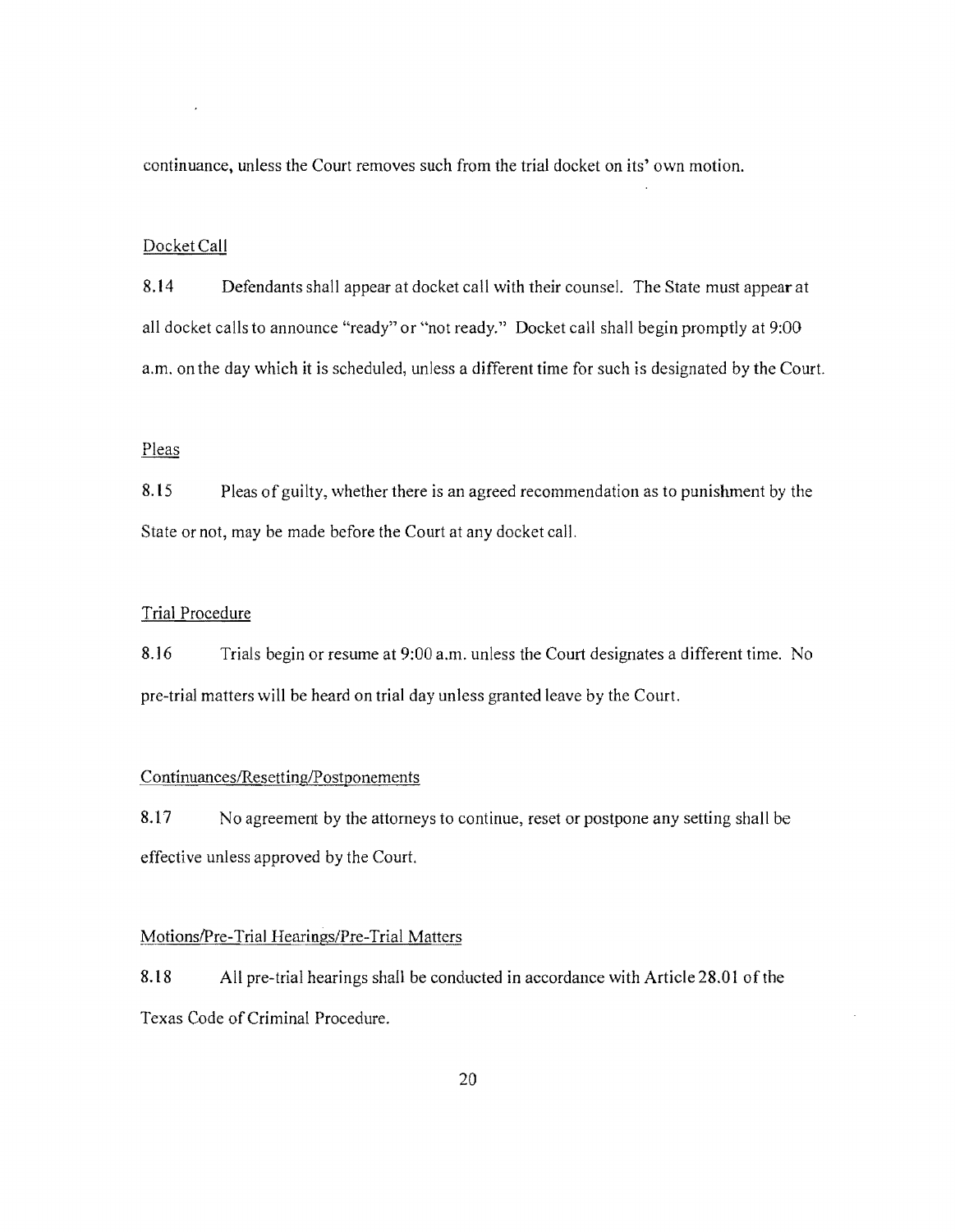continuance, unless the Court removes such from the trial docket on its' own motion.

Docket Call

8.14 Defendants shall appear at docket call with their counsel. The State must appear at all docket calls to announce "ready" or "not ready." Docket call shall begin promptly at 9:00 a.m. on the day which it is scheduled, unless a different time for such is designated by the Court.

Pleas

8.15 Pleas of guilty, whether there is an agreed recommendation as to punishment by the State or not, may be made before the Court at any docket call.

Trial Procedure

8.16 Trials begin or resume at 9:00 a.m. unless the Court designates a different time. No pre-trial matters will be heard on trial day unless granted leave by the Court.

Continuances/Resetting/Postponements

8.17 No agreement by the attorneys to continue, reset or postpone any setting shall be effective unless approved by the Court.

Motions/Pre-Trial Hearings/Pre-Trial Matters

8.18 All pre-trial hearings shall be conducted in accordance with Article 28.01 of the Texas Code of Criminal Procedure.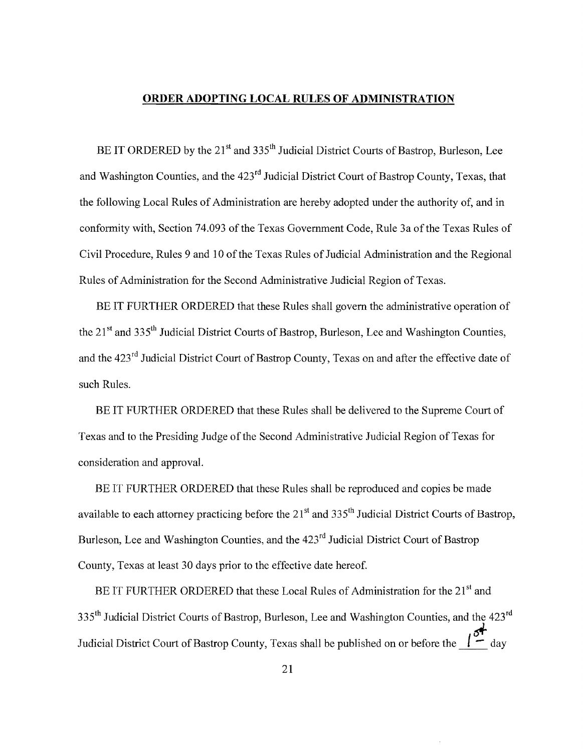## ORDER ADOPTING LOCAL RULES OF ADMINISTRATION

BE IT ORDERED by the 21st and 335th Judicial District Courts of Bastrop, Burleson, Lee and Washington Counties, and the 423rd Judicial District Court of Bastrop County, Texas, that the following Local Rules of Administration are hereby adopted under the authority of, and in conformity with, Section 74.093 of the Texas Government Code, Rule 3a of the Texas Rules of Civil Procedure, Rules 9 and 10 of the Texas Rules of Judicial Administration and the Regional Rules of Administration for the Second Administrative Judicial Region of Texas.

BE IT FURTHER ORDERED that these Rules shall govern the administrative operation of the 21st and 335th Judicial District Courts of Bastrop, Burleson, Lee and Washington Counties, and the 423rd Judicial District Court of Bastrop County, Texas on and after the effective date of such Rules.

BE IT FURTHER ORDERED that these Rules shall be delivered to the Supreme Court of Texas and to the Presiding Judge of the Second Administrative Judicial Region of Texas for consideration and approval.

BE IT FURTHER ORDERED that these Rules shall be reproduced and copies be made available to each attorney practicing before the 21st and 335th Judicial District Courts of Bastrop, Burleson, Lee and Washington Counties, and the 423rd Judicial District Court of Bastrop County, Texas at least 30 days prior to the effective date hereof.

BE IT FURTHER ORDERED that these Local Rules of Administration for the 21st and 335th Judicial District Courts of Bastrop, Burleson, Lee and Washington Counties, and the 423rd Judicial District Court of Bastrop County, Texas shall be published on or before the 1st day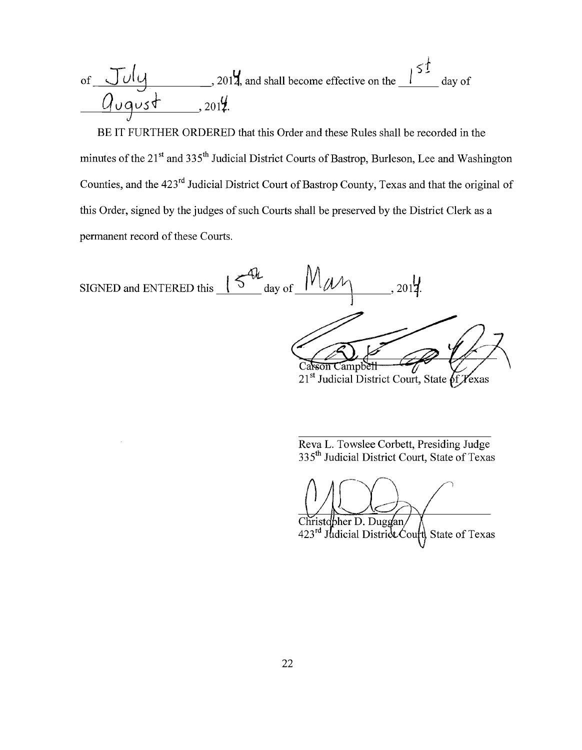of July, 2014, and shall become effective on the 1st day of August, 2014.

BE IT FURTHER ORDERED that this Order and these Rules shall be recorded in the minutes of the 21st and 335th Judicial District Courts of Bastrop, Burleson, Lee and Washington Counties, and the 423rd Judicial District Court of Bastrop County, Texas and that the original of this Order, signed by the judges of such Courts shall be preserved by the District Clerk as a permanent record of these Courts.

SIGNED and ENTERED this 15th day of May, 2014.

Carson Campbell
21st Judicial District Court, State of Texas

Reva L. Towslee Corbett, Presiding Judge
335th Judicial District Court, State of Texas

Christopher D. Duggan
423rd Judicial District Court, State of Texas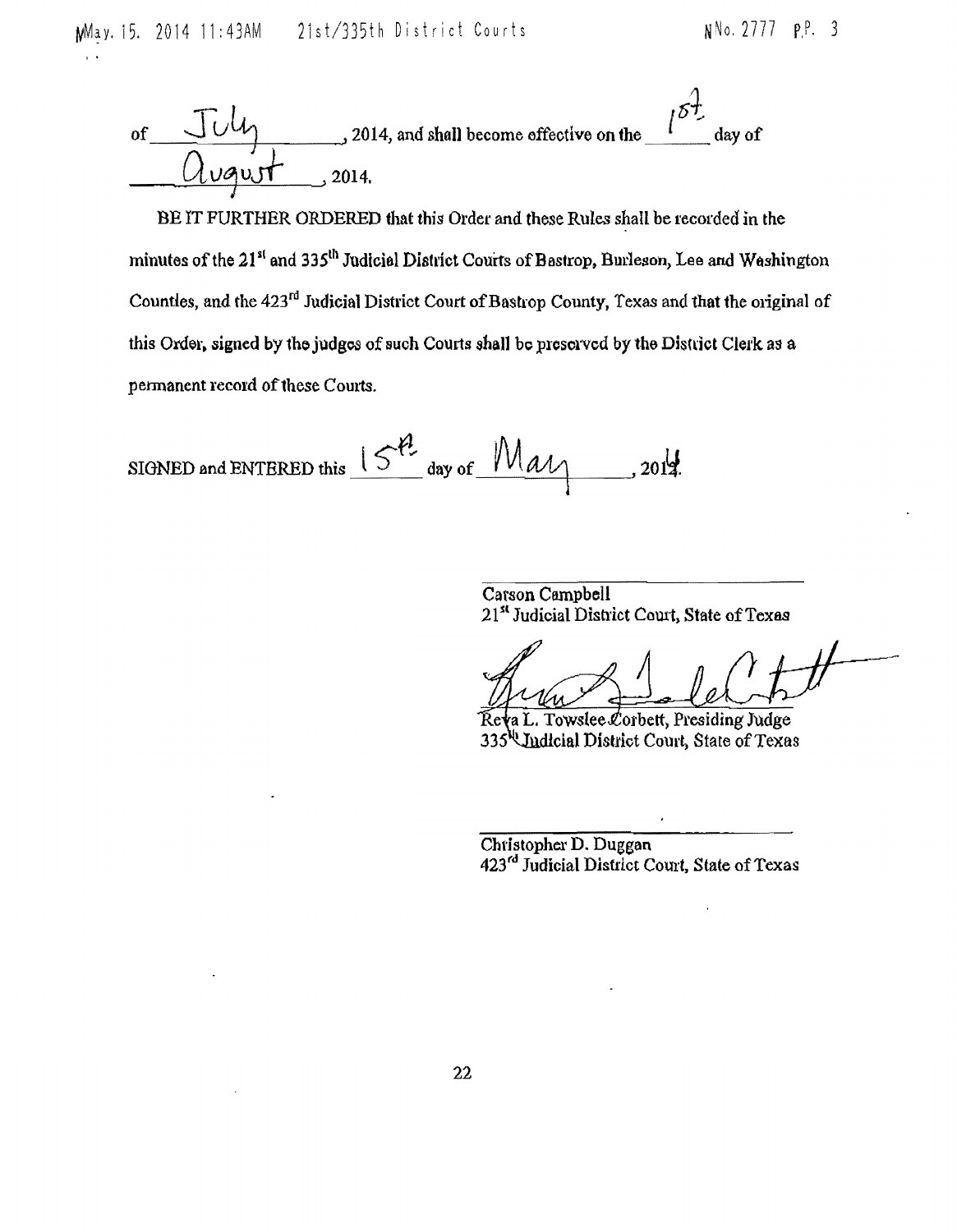of July, 2014, and shall become effective on the 1st day of August, 2014.

BE IT FURTHER ORDERED that this Order and these Rules shall be recorded in the minutes of the 21st and 335th Judicial District Courts of Bastrop, Burleson, Lee and Washington Counties, and the 423rd Judicial District Court of Bastrop County, Texas and that the original of this Order, signed by the judges of such Courts shall be preserved by the District Clerk as a permanent record of these Courts.

SIGNED and ENTERED this 15th day of May, 2014.

Carson Campbell
21st Judicial District Court, State of Texas

Reva L. Towslee Corbett, Presiding Judge
335th Judicial District Court, State of Texas

Christopher D. Duggan
423rd Judicial District Court, State of Texas